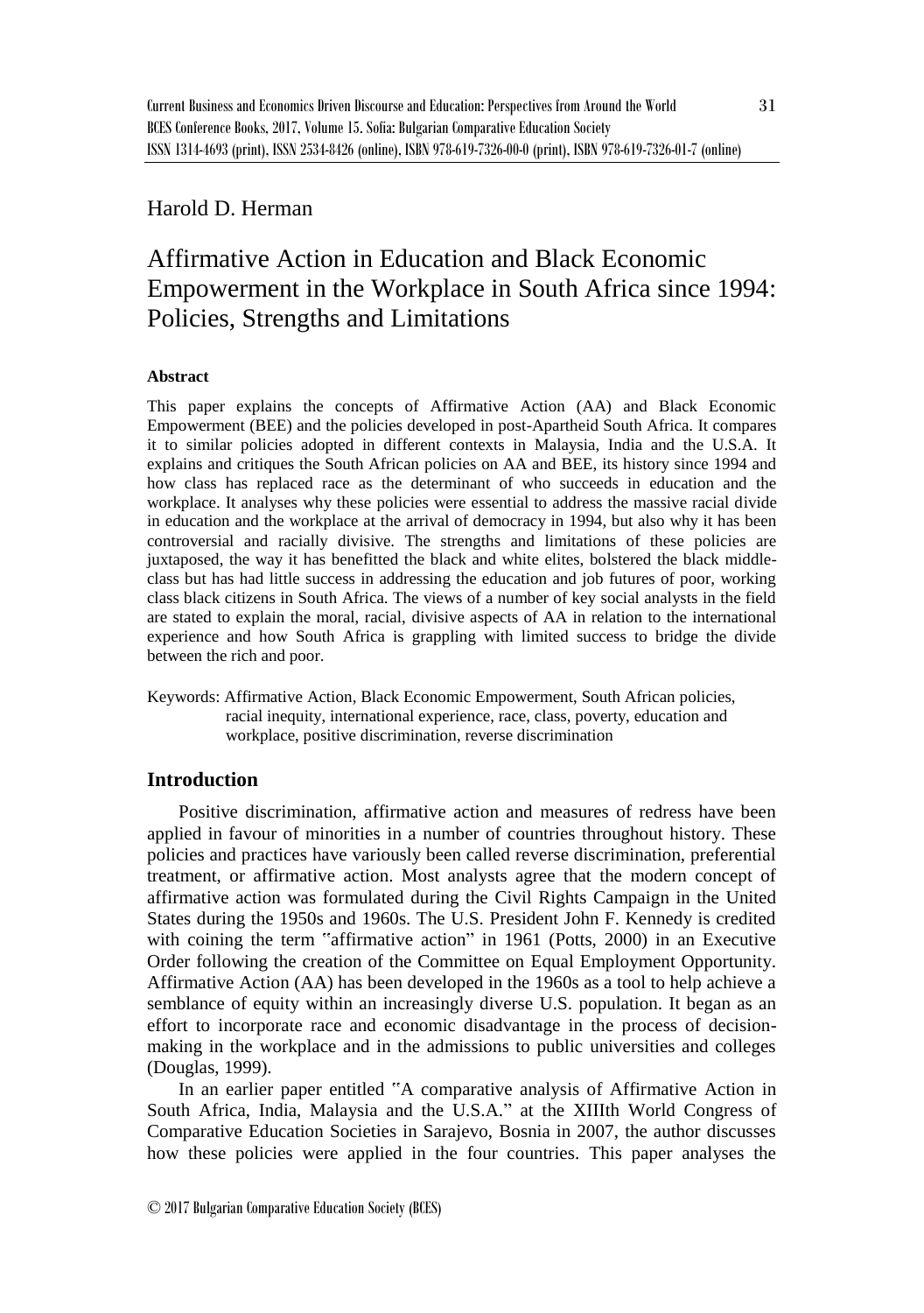Harold D. Herman

# Affirmative Action in Education and Black Economic Empowerment in the Workplace in South Africa since 1994: Policies, Strengths and Limitations

**Abstract**

This paper explains the concepts of Affirmative Action (AA) and Black Economic Empowerment (BEE) and the policies developed in post-Apartheid South Africa. It compares it to similar policies adopted in different contexts in Malaysia, India and the U.S.A. It explains and critiques the South African policies on AA and BEE, its history since 1994 and how class has replaced race as the determinant of who succeeds in education and the workplace. It analyses why these policies were essential to address the massive racial divide in education and the workplace at the arrival of democracy in 1994, but also why it has been controversial and racially divisive. The strengths and limitations of these policies are juxtaposed, the way it has benefitted the black and white elites, bolstered the black middle-class but has had little success in addressing the education and job futures of poor, working class black citizens in South Africa. The views of a number of key social analysts in the field are stated to explain the moral, racial, divisive aspects of AA in relation to the international experience and how South Africa is grappling with limited success to bridge the divide between the rich and poor.

Keywords: Affirmative Action, Black Economic Empowerment, South African policies, racial inequity, international experience, race, class, poverty, education and workplace, positive discrimination, reverse discrimination

## Introduction

Positive discrimination, affirmative action and measures of redress have been applied in favour of minorities in a number of countries throughout history. These policies and practices have variously been called reverse discrimination, preferential treatment, or affirmative action. Most analysts agree that the modern concept of affirmative action was formulated during the Civil Rights Campaign in the United States during the 1950s and 1960s. The U.S. President John F. Kennedy is credited with coining the term "affirmative action" in 1961 (Potts, 2000) in an Executive Order following the creation of the Committee on Equal Employment Opportunity. Affirmative Action (AA) has been developed in the 1960s as a tool to help achieve a semblance of equity within an increasingly diverse U.S. population. It began as an effort to incorporate race and economic disadvantage in the process of decision-making in the workplace and in the admissions to public universities and colleges (Douglas, 1999).

In an earlier paper entitled "A comparative analysis of Affirmative Action in South Africa, India, Malaysia and the U.S.A." at the XIIIth World Congress of Comparative Education Societies in Sarajevo, Bosnia in 2007, the author discusses how these policies were applied in the four countries. This paper analyses the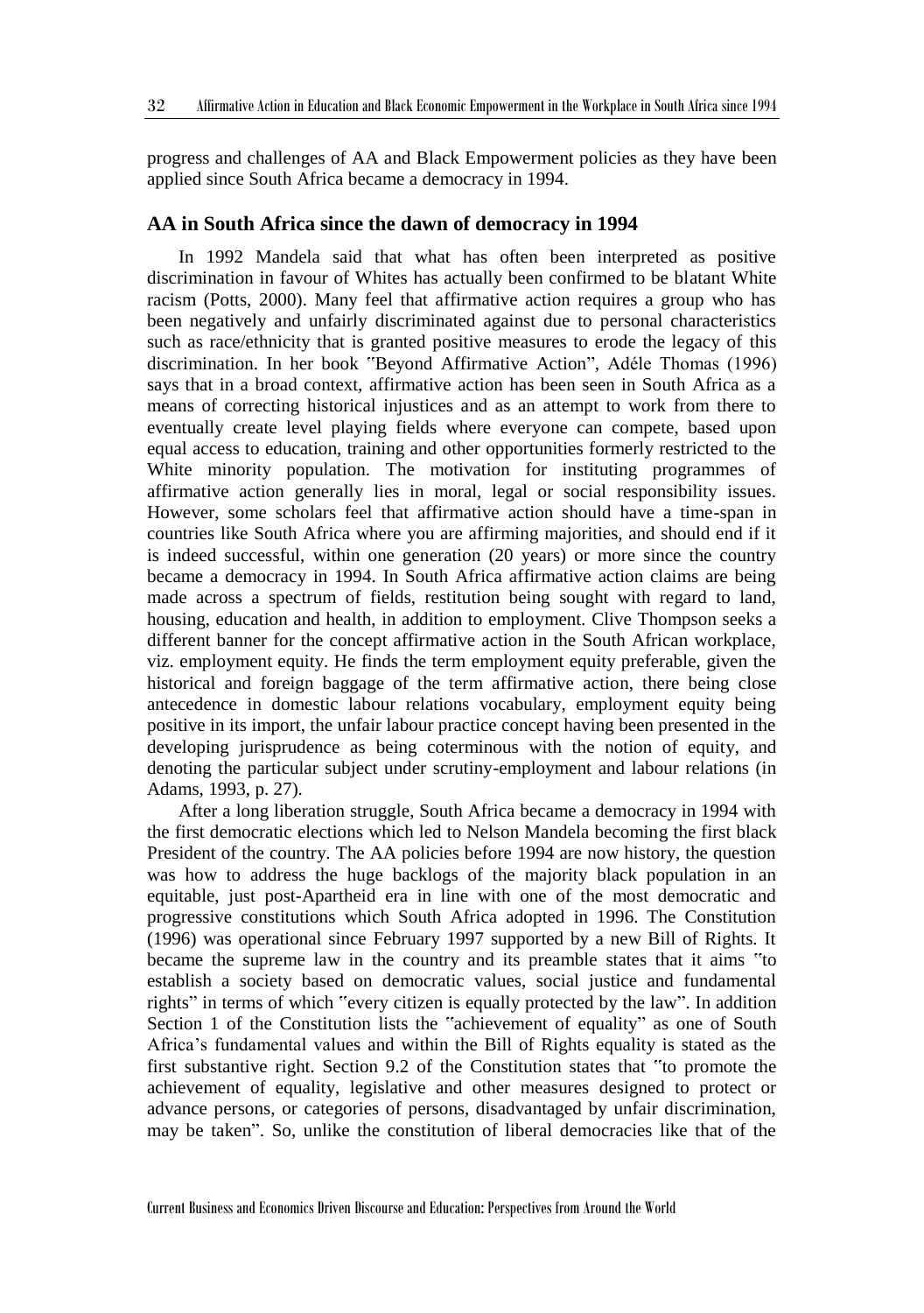progress and challenges of AA and Black Empowerment policies as they have been applied since South Africa became a democracy in 1994.

## AA in South Africa since the dawn of democracy in 1994

In 1992 Mandela said that what has often been interpreted as positive discrimination in favour of Whites has actually been confirmed to be blatant White racism (Potts, 2000). Many feel that affirmative action requires a group who has been negatively and unfairly discriminated against due to personal characteristics such as race/ethnicity that is granted positive measures to erode the legacy of this discrimination. In her book "Beyond Affirmative Action", Adéle Thomas (1996) says that in a broad context, affirmative action has been seen in South Africa as a means of correcting historical injustices and as an attempt to work from there to eventually create level playing fields where everyone can compete, based upon equal access to education, training and other opportunities formerly restricted to the White minority population. The motivation for instituting programmes of affirmative action generally lies in moral, legal or social responsibility issues. However, some scholars feel that affirmative action should have a time-span in countries like South Africa where you are affirming majorities, and should end if it is indeed successful, within one generation (20 years) or more since the country became a democracy in 1994. In South Africa affirmative action claims are being made across a spectrum of fields, restitution being sought with regard to land, housing, education and health, in addition to employment. Clive Thompson seeks a different banner for the concept affirmative action in the South African workplace, viz. employment equity. He finds the term employment equity preferable, given the historical and foreign baggage of the term affirmative action, there being close antecedence in domestic labour relations vocabulary, employment equity being positive in its import, the unfair labour practice concept having been presented in the developing jurisprudence as being coterminous with the notion of equity, and denoting the particular subject under scrutiny-employment and labour relations (in Adams, 1993, p. 27).

After a long liberation struggle, South Africa became a democracy in 1994 with the first democratic elections which led to Nelson Mandela becoming the first black President of the country. The AA policies before 1994 are now history, the question was how to address the huge backlogs of the majority black population in an equitable, just post-Apartheid era in line with one of the most democratic and progressive constitutions which South Africa adopted in 1996. The Constitution (1996) was operational since February 1997 supported by a new Bill of Rights. It became the supreme law in the country and its preamble states that it aims "to establish a society based on democratic values, social justice and fundamental rights" in terms of which "every citizen is equally protected by the law". In addition Section 1 of the Constitution lists the "achievement of equality" as one of South Africa's fundamental values and within the Bill of Rights equality is stated as the first substantive right. Section 9.2 of the Constitution states that "to promote the achievement of equality, legislative and other measures designed to protect or advance persons, or categories of persons, disadvantaged by unfair discrimination, may be taken". So, unlike the constitution of liberal democracies like that of the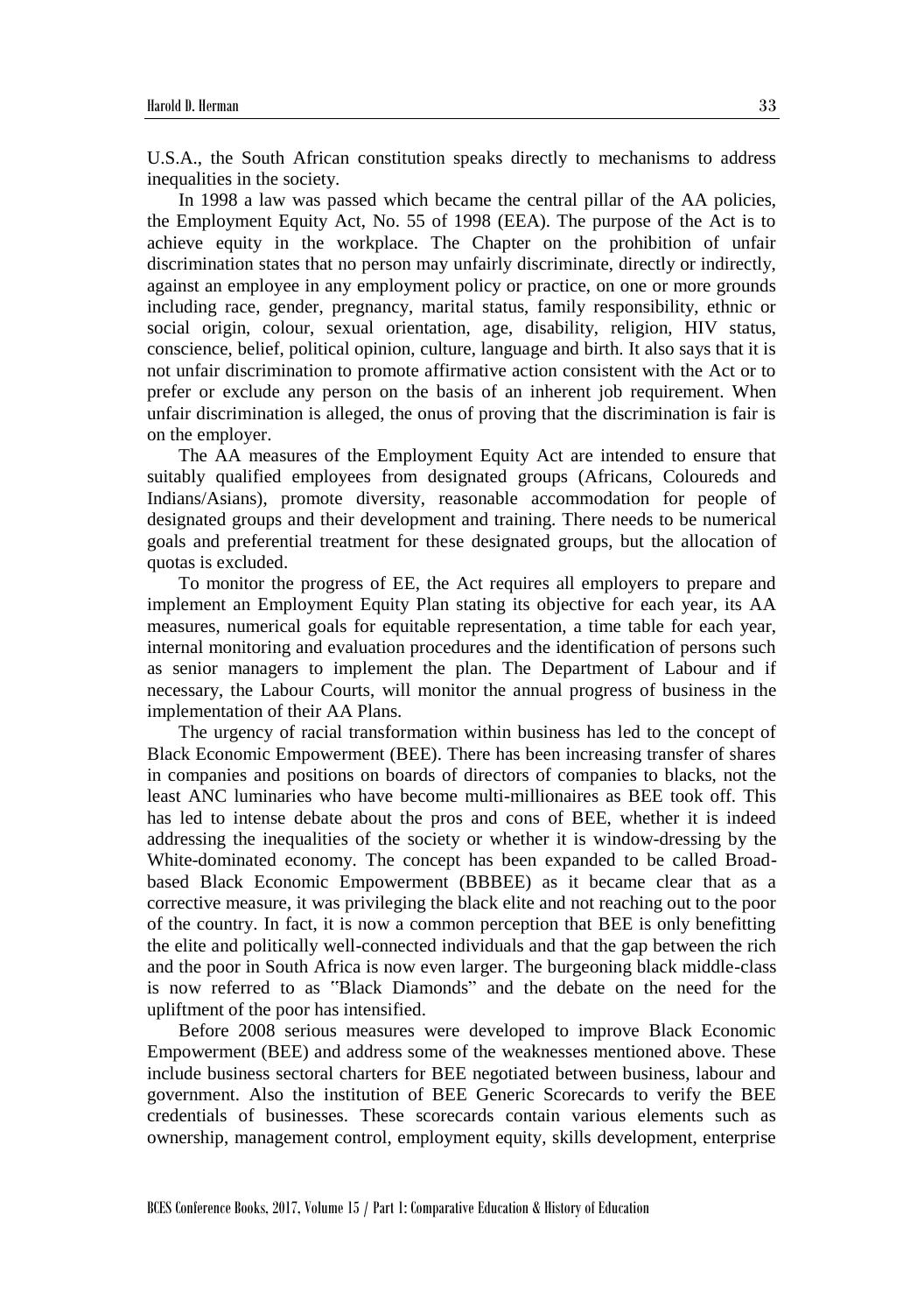U.S.A., the South African constitution speaks directly to mechanisms to address inequalities in the society.

In 1998 a law was passed which became the central pillar of the AA policies, the Employment Equity Act, No. 55 of 1998 (EEA). The purpose of the Act is to achieve equity in the workplace. The Chapter on the prohibition of unfair discrimination states that no person may unfairly discriminate, directly or indirectly, against an employee in any employment policy or practice, on one or more grounds including race, gender, pregnancy, marital status, family responsibility, ethnic or social origin, colour, sexual orientation, age, disability, religion, HIV status, conscience, belief, political opinion, culture, language and birth. It also says that it is not unfair discrimination to promote affirmative action consistent with the Act or to prefer or exclude any person on the basis of an inherent job requirement. When unfair discrimination is alleged, the onus of proving that the discrimination is fair is on the employer.

The AA measures of the Employment Equity Act are intended to ensure that suitably qualified employees from designated groups (Africans, Coloureds and Indians/Asians), promote diversity, reasonable accommodation for people of designated groups and their development and training. There needs to be numerical goals and preferential treatment for these designated groups, but the allocation of quotas is excluded.

To monitor the progress of EE, the Act requires all employers to prepare and implement an Employment Equity Plan stating its objective for each year, its AA measures, numerical goals for equitable representation, a time table for each year, internal monitoring and evaluation procedures and the identification of persons such as senior managers to implement the plan. The Department of Labour and if necessary, the Labour Courts, will monitor the annual progress of business in the implementation of their AA Plans.

The urgency of racial transformation within business has led to the concept of Black Economic Empowerment (BEE). There has been increasing transfer of shares in companies and positions on boards of directors of companies to blacks, not the least ANC luminaries who have become multi-millionaires as BEE took off. This has led to intense debate about the pros and cons of BEE, whether it is indeed addressing the inequalities of the society or whether it is window-dressing by the White-dominated economy. The concept has been expanded to be called Broad-based Black Economic Empowerment (BBBEE) as it became clear that as a corrective measure, it was privileging the black elite and not reaching out to the poor of the country. In fact, it is now a common perception that BEE is only benefitting the elite and politically well-connected individuals and that the gap between the rich and the poor in South Africa is now even larger. The burgeoning black middle-class is now referred to as "Black Diamonds" and the debate on the need for the upliftment of the poor has intensified.

Before 2008 serious measures were developed to improve Black Economic Empowerment (BEE) and address some of the weaknesses mentioned above. These include business sectoral charters for BEE negotiated between business, labour and government. Also the institution of BEE Generic Scorecards to verify the BEE credentials of businesses. These scorecards contain various elements such as ownership, management control, employment equity, skills development, enterprise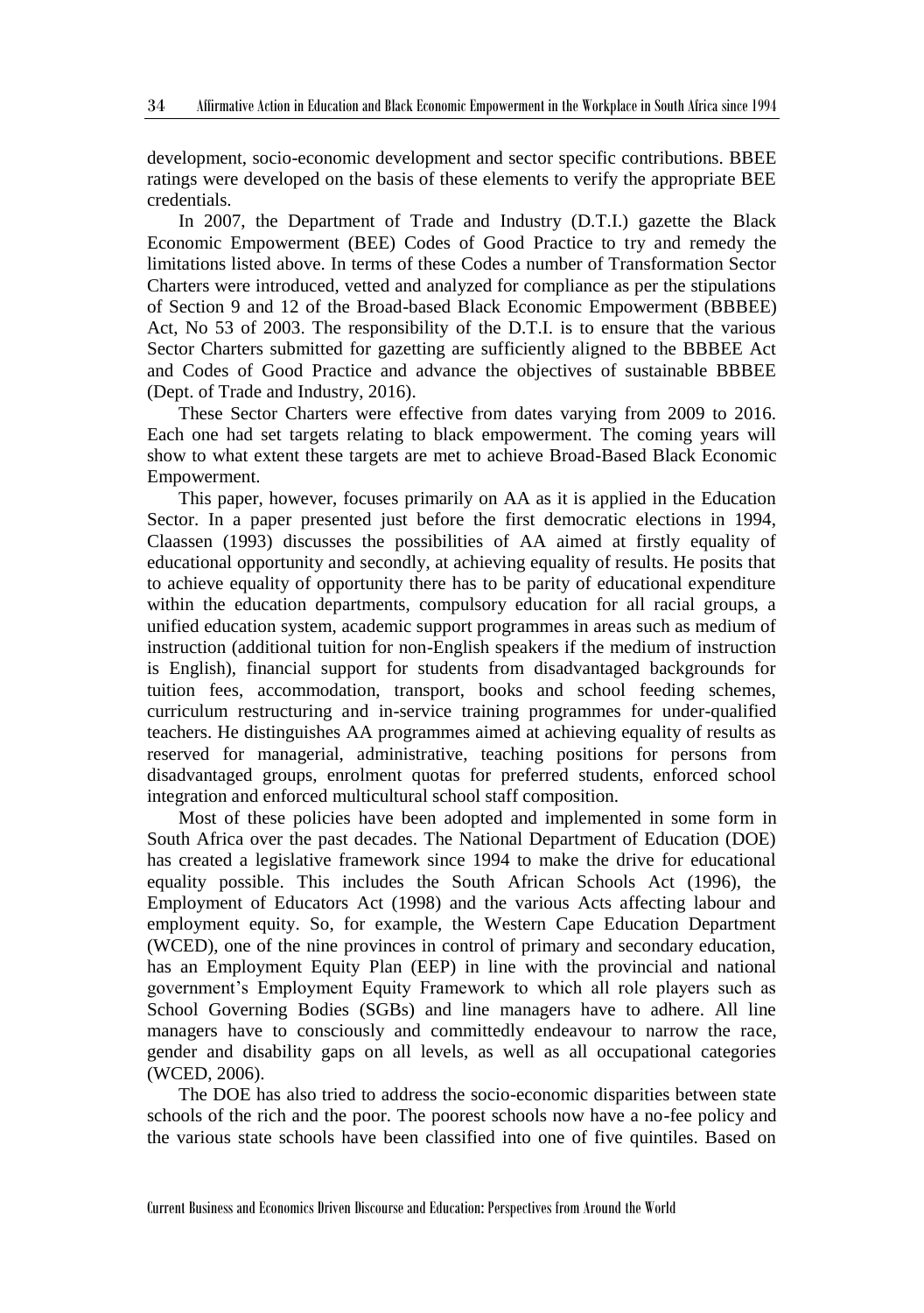development, socio-economic development and sector specific contributions. BBEE ratings were developed on the basis of these elements to verify the appropriate BEE credentials.

In 2007, the Department of Trade and Industry (D.T.I.) gazette the Black Economic Empowerment (BEE) Codes of Good Practice to try and remedy the limitations listed above. In terms of these Codes a number of Transformation Sector Charters were introduced, vetted and analyzed for compliance as per the stipulations of Section 9 and 12 of the Broad-based Black Economic Empowerment (BBBEE) Act, No 53 of 2003. The responsibility of the D.T.I. is to ensure that the various Sector Charters submitted for gazetting are sufficiently aligned to the BBBEE Act and Codes of Good Practice and advance the objectives of sustainable BBBEE (Dept. of Trade and Industry, 2016).

These Sector Charters were effective from dates varying from 2009 to 2016. Each one had set targets relating to black empowerment. The coming years will show to what extent these targets are met to achieve Broad-Based Black Economic Empowerment.

This paper, however, focuses primarily on AA as it is applied in the Education Sector. In a paper presented just before the first democratic elections in 1994, Claassen (1993) discusses the possibilities of AA aimed at firstly equality of educational opportunity and secondly, at achieving equality of results. He posits that to achieve equality of opportunity there has to be parity of educational expenditure within the education departments, compulsory education for all racial groups, a unified education system, academic support programmes in areas such as medium of instruction (additional tuition for non-English speakers if the medium of instruction is English), financial support for students from disadvantaged backgrounds for tuition fees, accommodation, transport, books and school feeding schemes, curriculum restructuring and in-service training programmes for under-qualified teachers. He distinguishes AA programmes aimed at achieving equality of results as reserved for managerial, administrative, teaching positions for persons from disadvantaged groups, enrolment quotas for preferred students, enforced school integration and enforced multicultural school staff composition.

Most of these policies have been adopted and implemented in some form in South Africa over the past decades. The National Department of Education (DOE) has created a legislative framework since 1994 to make the drive for educational equality possible. This includes the South African Schools Act (1996), the Employment of Educators Act (1998) and the various Acts affecting labour and employment equity. So, for example, the Western Cape Education Department (WCED), one of the nine provinces in control of primary and secondary education, has an Employment Equity Plan (EEP) in line with the provincial and national government's Employment Equity Framework to which all role players such as School Governing Bodies (SGBs) and line managers have to adhere. All line managers have to consciously and committedly endeavour to narrow the race, gender and disability gaps on all levels, as well as all occupational categories (WCED, 2006).

The DOE has also tried to address the socio-economic disparities between state schools of the rich and the poor. The poorest schools now have a no-fee policy and the various state schools have been classified into one of five quintiles. Based on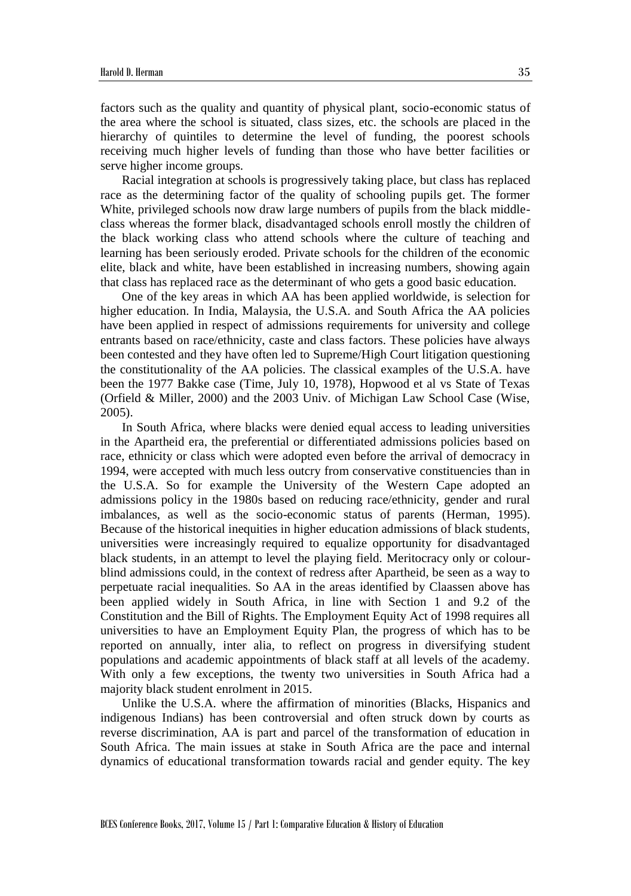factors such as the quality and quantity of physical plant, socio-economic status of the area where the school is situated, class sizes, etc. the schools are placed in the hierarchy of quintiles to determine the level of funding, the poorest schools receiving much higher levels of funding than those who have better facilities or serve higher income groups.

Racial integration at schools is progressively taking place, but class has replaced race as the determining factor of the quality of schooling pupils get. The former White, privileged schools now draw large numbers of pupils from the black middle-class whereas the former black, disadvantaged schools enroll mostly the children of the black working class who attend schools where the culture of teaching and learning has been seriously eroded. Private schools for the children of the economic elite, black and white, have been established in increasing numbers, showing again that class has replaced race as the determinant of who gets a good basic education.

One of the key areas in which AA has been applied worldwide, is selection for higher education. In India, Malaysia, the U.S.A. and South Africa the AA policies have been applied in respect of admissions requirements for university and college entrants based on race/ethnicity, caste and class factors. These policies have always been contested and they have often led to Supreme/High Court litigation questioning the constitutionality of the AA policies. The classical examples of the U.S.A. have been the 1977 Bakke case (Time, July 10, 1978), Hopwood et al vs State of Texas (Orfield & Miller, 2000) and the 2003 Univ. of Michigan Law School Case (Wise, 2005).

In South Africa, where blacks were denied equal access to leading universities in the Apartheid era, the preferential or differentiated admissions policies based on race, ethnicity or class which were adopted even before the arrival of democracy in 1994, were accepted with much less outcry from conservative constituencies than in the U.S.A. So for example the University of the Western Cape adopted an admissions policy in the 1980s based on reducing race/ethnicity, gender and rural imbalances, as well as the socio-economic status of parents (Herman, 1995). Because of the historical inequities in higher education admissions of black students, universities were increasingly required to equalize opportunity for disadvantaged black students, in an attempt to level the playing field. Meritocracy only or colour-blind admissions could, in the context of redress after Apartheid, be seen as a way to perpetuate racial inequalities. So AA in the areas identified by Claassen above has been applied widely in South Africa, in line with Section 1 and 9.2 of the Constitution and the Bill of Rights. The Employment Equity Act of 1998 requires all universities to have an Employment Equity Plan, the progress of which has to be reported on annually, inter alia, to reflect on progress in diversifying student populations and academic appointments of black staff at all levels of the academy. With only a few exceptions, the twenty two universities in South Africa had a majority black student enrolment in 2015.

Unlike the U.S.A. where the affirmation of minorities (Blacks, Hispanics and indigenous Indians) has been controversial and often struck down by courts as reverse discrimination, AA is part and parcel of the transformation of education in South Africa. The main issues at stake in South Africa are the pace and internal dynamics of educational transformation towards racial and gender equity. The key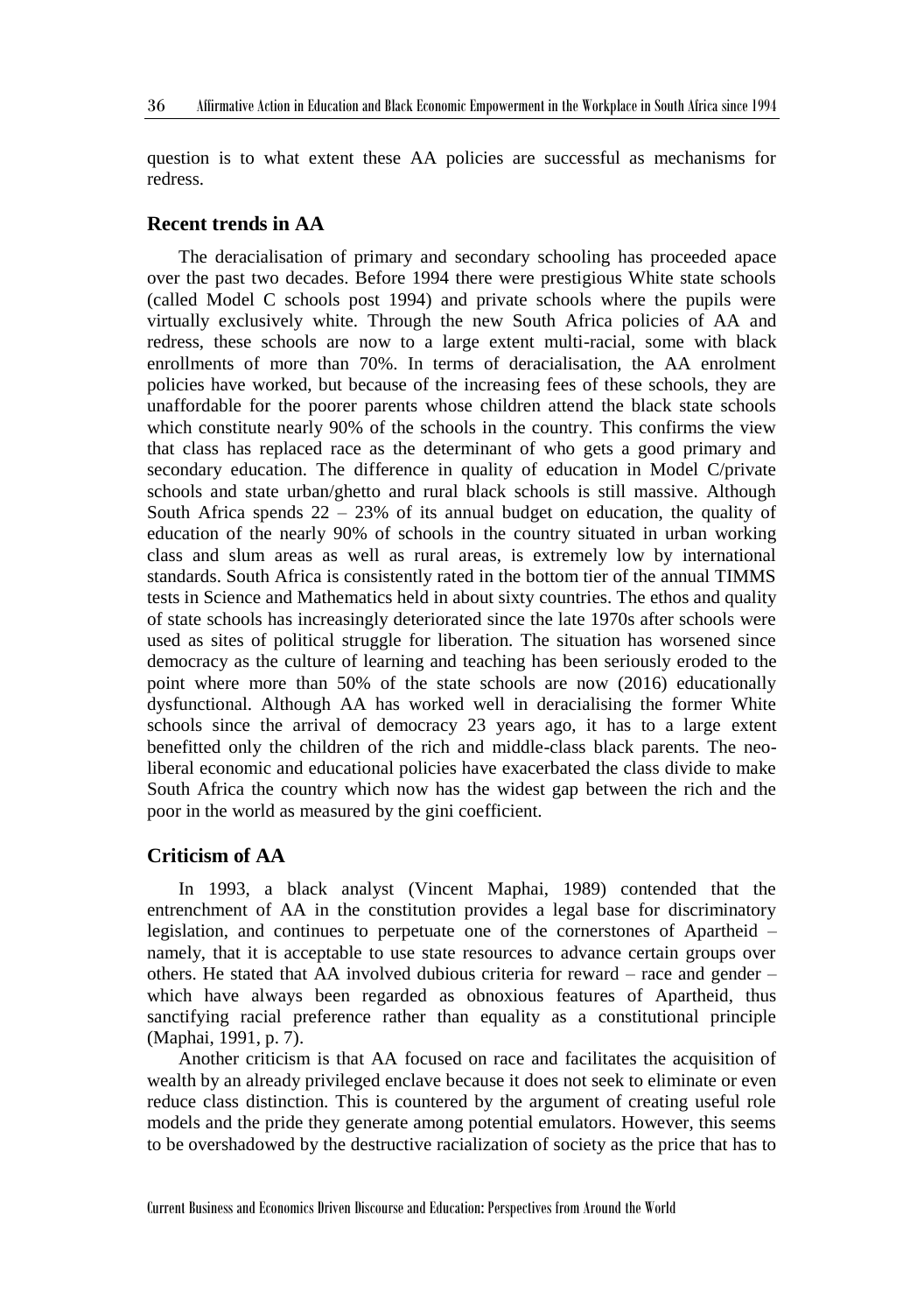question is to what extent these AA policies are successful as mechanisms for redress.

## Recent trends in AA

The deracialisation of primary and secondary schooling has proceeded apace over the past two decades. Before 1994 there were prestigious White state schools (called Model C schools post 1994) and private schools where the pupils were virtually exclusively white. Through the new South Africa policies of AA and redress, these schools are now to a large extent multi-racial, some with black enrollments of more than 70%. In terms of deracialisation, the AA enrolment policies have worked, but because of the increasing fees of these schools, they are unaffordable for the poorer parents whose children attend the black state schools which constitute nearly 90% of the schools in the country. This confirms the view that class has replaced race as the determinant of who gets a good primary and secondary education. The difference in quality of education in Model C/private schools and state urban/ghetto and rural black schools is still massive. Although South Africa spends 22 – 23% of its annual budget on education, the quality of education of the nearly 90% of schools in the country situated in urban working class and slum areas as well as rural areas, is extremely low by international standards. South Africa is consistently rated in the bottom tier of the annual TIMMS tests in Science and Mathematics held in about sixty countries. The ethos and quality of state schools has increasingly deteriorated since the late 1970s after schools were used as sites of political struggle for liberation. The situation has worsened since democracy as the culture of learning and teaching has been seriously eroded to the point where more than 50% of the state schools are now (2016) educationally dysfunctional. Although AA has worked well in deracialising the former White schools since the arrival of democracy 23 years ago, it has to a large extent benefitted only the children of the rich and middle-class black parents. The neo-liberal economic and educational policies have exacerbated the class divide to make South Africa the country which now has the widest gap between the rich and the poor in the world as measured by the gini coefficient.

## Criticism of AA

In 1993, a black analyst (Vincent Maphai, 1989) contended that the entrenchment of AA in the constitution provides a legal base for discriminatory legislation, and continues to perpetuate one of the cornerstones of Apartheid – namely, that it is acceptable to use state resources to advance certain groups over others. He stated that AA involved dubious criteria for reward – race and gender – which have always been regarded as obnoxious features of Apartheid, thus sanctifying racial preference rather than equality as a constitutional principle (Maphai, 1991, p. 7).

Another criticism is that AA focused on race and facilitates the acquisition of wealth by an already privileged enclave because it does not seek to eliminate or even reduce class distinction. This is countered by the argument of creating useful role models and the pride they generate among potential emulators. However, this seems to be overshadowed by the destructive racialization of society as the price that has to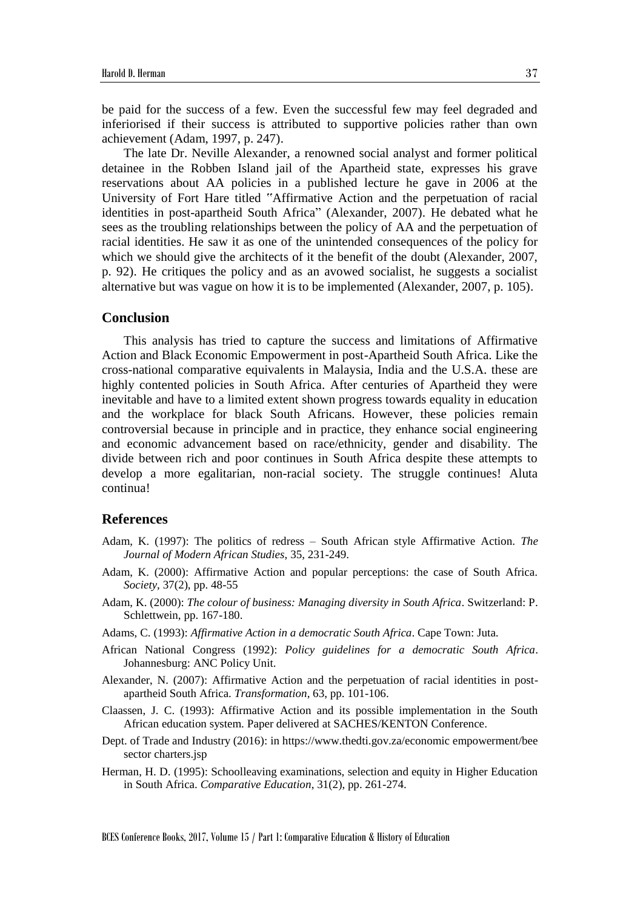be paid for the success of a few. Even the successful few may feel degraded and inferiorised if their success is attributed to supportive policies rather than own achievement (Adam, 1997, p. 247).

The late Dr. Neville Alexander, a renowned social analyst and former political detainee in the Robben Island jail of the Apartheid state, expresses his grave reservations about AA policies in a published lecture he gave in 2006 at the University of Fort Hare titled "Affirmative Action and the perpetuation of racial identities in post-apartheid South Africa" (Alexander, 2007). He debated what he sees as the troubling relationships between the policy of AA and the perpetuation of racial identities. He saw it as one of the unintended consequences of the policy for which we should give the architects of it the benefit of the doubt (Alexander, 2007, p. 92). He critiques the policy and as an avowed socialist, he suggests a socialist alternative but was vague on how it is to be implemented (Alexander, 2007, p. 105).

## Conclusion

This analysis has tried to capture the success and limitations of Affirmative Action and Black Economic Empowerment in post-Apartheid South Africa. Like the cross-national comparative equivalents in Malaysia, India and the U.S.A. these are highly contented policies in South Africa. After centuries of Apartheid they were inevitable and have to a limited extent shown progress towards equality in education and the workplace for black South Africans. However, these policies remain controversial because in principle and in practice, they enhance social engineering and economic advancement based on race/ethnicity, gender and disability. The divide between rich and poor continues in South Africa despite these attempts to develop a more egalitarian, non-racial society. The struggle continues! Aluta continua!

## References

Adam, K. (1997): The politics of redress – South African style Affirmative Action. *The Journal of Modern African Studies*, 35, 231-249.

Adam, K. (2000): Affirmative Action and popular perceptions: the case of South Africa. *Society*, 37(2), pp. 48-55

Adam, K. (2000): *The colour of business: Managing diversity in South Africa*. Switzerland: P. Schlettwein, pp. 167-180.

Adams, C. (1993): *Affirmative Action in a democratic South Africa*. Cape Town: Juta.

African National Congress (1992): *Policy guidelines for a democratic South Africa*. Johannesburg: ANC Policy Unit.

Alexander, N. (2007): Affirmative Action and the perpetuation of racial identities in post-apartheid South Africa. *Transformation*, 63, pp. 101-106.

Claassen, J. C. (1993): Affirmative Action and its possible implementation in the South African education system. Paper delivered at SACHES/KENTON Conference.

Dept. of Trade and Industry (2016): in https://www.thedti.gov.za/economic empowerment/bee sector charters.jsp

Herman, H. D. (1995): Schoolleaving examinations, selection and equity in Higher Education in South Africa. *Comparative Education*, 31(2), pp. 261-274.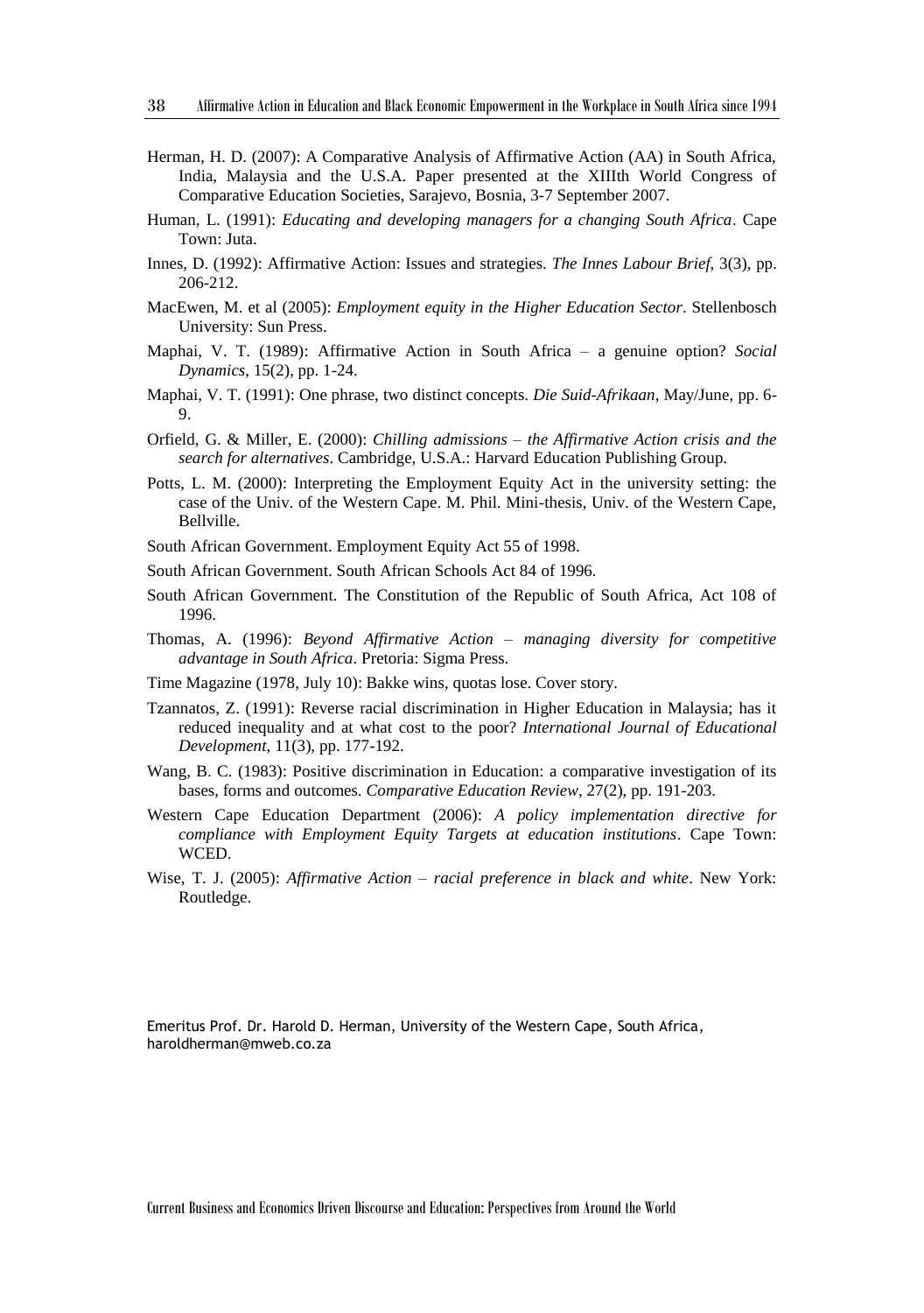Herman, H. D. (2007): A Comparative Analysis of Affirmative Action (AA) in South Africa, India, Malaysia and the U.S.A. Paper presented at the XIIIth World Congress of Comparative Education Societies, Sarajevo, Bosnia, 3-7 September 2007.

Human, L. (1991): *Educating and developing managers for a changing South Africa*. Cape Town: Juta.

Innes, D. (1992): Affirmative Action: Issues and strategies. *The Innes Labour Brief*, 3(3), pp. 206-212.

MacEwen, M. et al (2005): *Employment equity in the Higher Education Sector*. Stellenbosch University: Sun Press.

Maphai, V. T. (1989): Affirmative Action in South Africa – a genuine option? *Social Dynamics*, 15(2), pp. 1-24.

Maphai, V. T. (1991): One phrase, two distinct concepts. *Die Suid-Afrikaan*, May/June, pp. 6-9.

Orfield, G. & Miller, E. (2000): *Chilling admissions – the Affirmative Action crisis and the search for alternatives*. Cambridge, U.S.A.: Harvard Education Publishing Group.

Potts, L. M. (2000): Interpreting the Employment Equity Act in the university setting: the case of the Univ. of the Western Cape. M. Phil. Mini-thesis, Univ. of the Western Cape, Bellville.

South African Government. Employment Equity Act 55 of 1998.

South African Government. South African Schools Act 84 of 1996.

South African Government. The Constitution of the Republic of South Africa, Act 108 of 1996.

Thomas, A. (1996): *Beyond Affirmative Action – managing diversity for competitive advantage in South Africa*. Pretoria: Sigma Press.

Time Magazine (1978, July 10): Bakke wins, quotas lose. Cover story.

Tzannatos, Z. (1991): Reverse racial discrimination in Higher Education in Malaysia; has it reduced inequality and at what cost to the poor? *International Journal of Educational Development*, 11(3), pp. 177-192.

Wang, B. C. (1983): Positive discrimination in Education: a comparative investigation of its bases, forms and outcomes. *Comparative Education Review*, 27(2), pp. 191-203.

Western Cape Education Department (2006): *A policy implementation directive for compliance with Employment Equity Targets at education institutions*. Cape Town: WCED.

Wise, T. J. (2005): *Affirmative Action – racial preference in black and white*. New York: Routledge.

Emeritus Prof. Dr. Harold D. Herman, University of the Western Cape, South Africa, haroldherman@mweb.co.za